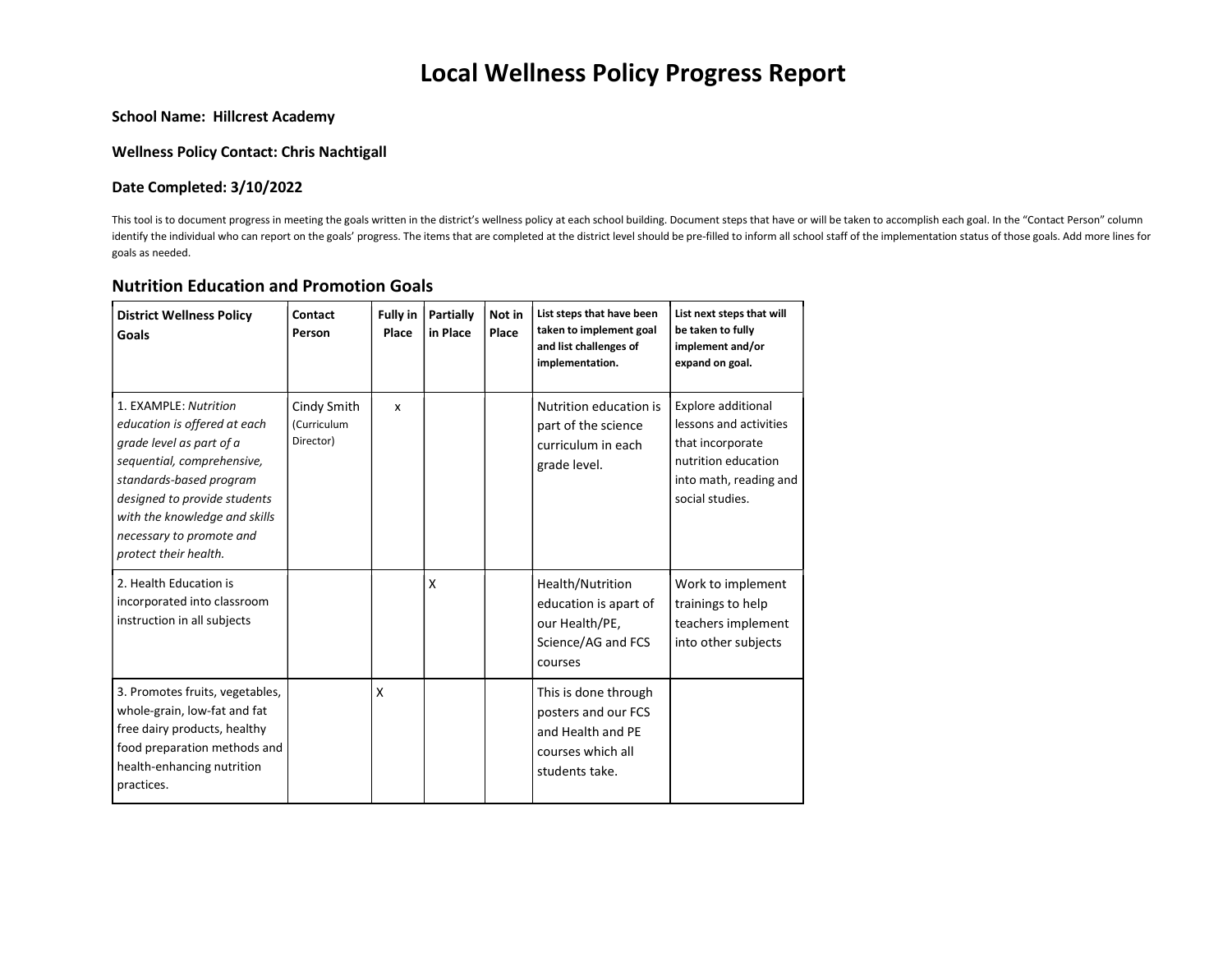# Local Wellness Policy Progress Report

**School Name: Hillcrest Academy**

**Wellness Policy Contact: Chris Nachtigall**

**Date Completed: 3/10/2022**

This tool is to document progress in meeting the goals written in the district's wellness policy at each school building. Document steps that have or will be taken to accomplish each goal. In the "Contact Person" column identify the individual who can report on the goals' progress. The items that are completed at the district level should be pre-filled to inform all school staff of the implementation status of those goals. Add more lines for goals as needed.

## Nutrition Education and Promotion Goals

| District Wellness Policy Goals | Contact Person | Fully in Place | Partially in Place | Not in Place | List steps that have been taken to implement goal and list challenges of implementation. | List next steps that will be taken to fully implement and/or expand on goal. |
|---|---|---|---|---|---|---|
| 1. EXAMPLE: *Nutrition education is offered at each grade level as part of a sequential, comprehensive, standards-based program designed to provide students with the knowledge and skills necessary to promote and protect their health.* | Cindy Smith (Curriculum Director) | x | | | Nutrition education is part of the science curriculum in each grade level. | Explore additional lessons and activities that incorporate nutrition education into math, reading and social studies. |
| 2. Health Education is incorporated into classroom instruction in all subjects | | | X | | Health/Nutrition education is apart of our Health/PE, Science/AG and FCS courses | Work to implement trainings to help teachers implement into other subjects |
| 3. Promotes fruits, vegetables, whole-grain, low-fat and fat free dairy products, healthy food preparation methods and health-enhancing nutrition practices. | | X | | | This is done through posters and our FCS and Health and PE courses which all students take. | |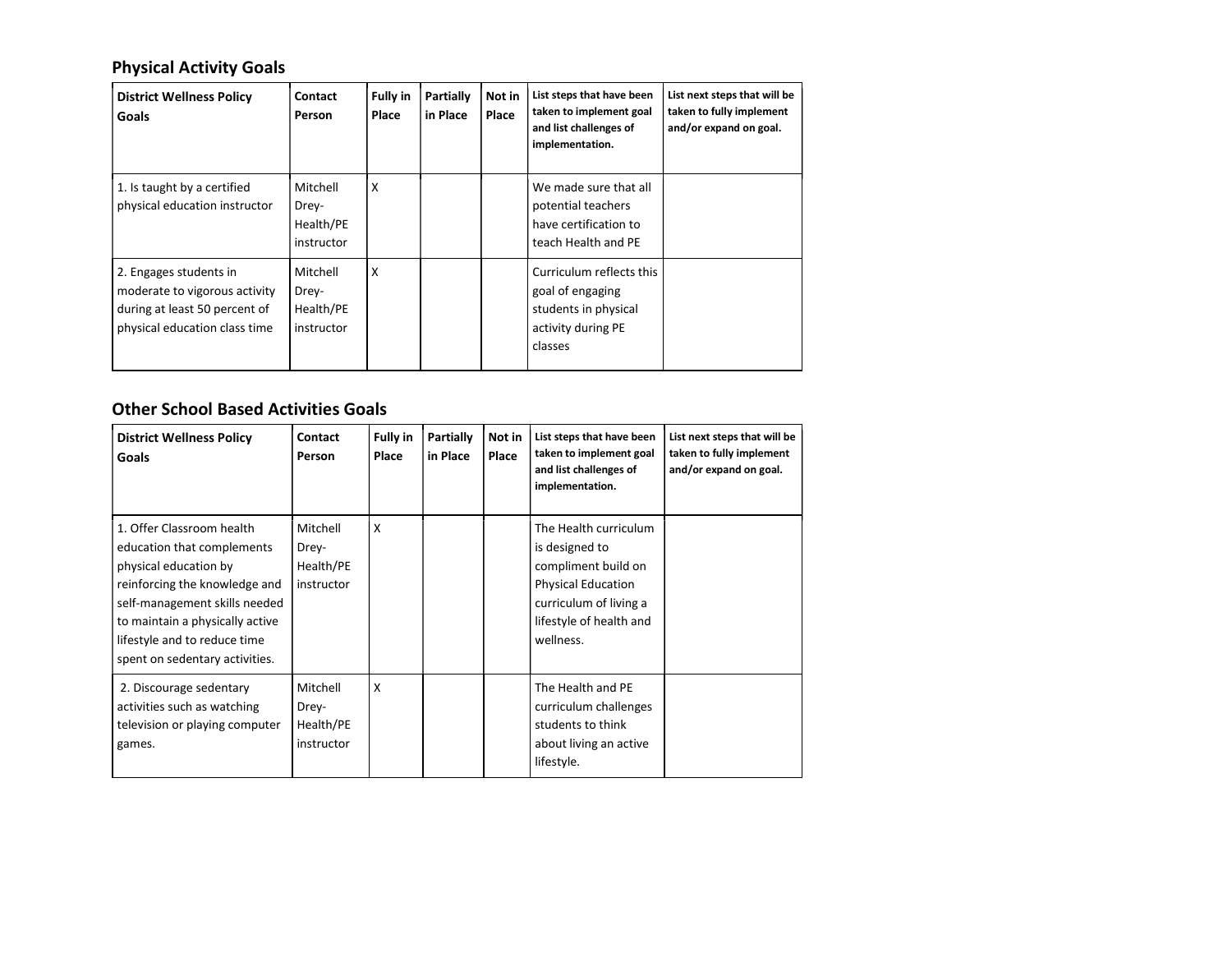## Physical Activity Goals

| District Wellness Policy Goals | Contact Person | Fully in Place | Partially in Place | Not in Place | List steps that have been taken to implement goal and list challenges of implementation. | List next steps that will be taken to fully implement and/or expand on goal. |
|---|---|---|---|---|---|---|
| 1. Is taught by a certified physical education instructor | Mitchell Drey- Health/PE instructor | X | | | We made sure that all potential teachers have certification to teach Health and PE | |
| 2. Engages students in moderate to vigorous activity during at least 50 percent of physical education class time | Mitchell Drey- Health/PE instructor | X | | | Curriculum reflects this goal of engaging students in physical activity during PE classes | |

## Other School Based Activities Goals

| District Wellness Policy Goals | Contact Person | Fully in Place | Partially in Place | Not in Place | List steps that have been taken to implement goal and list challenges of implementation. | List next steps that will be taken to fully implement and/or expand on goal. |
|---|---|---|---|---|---|---|
| 1. Offer Classroom health education that complements physical education by reinforcing the knowledge and self-management skills needed to maintain a physically active lifestyle and to reduce time spent on sedentary activities. | Mitchell Drey- Health/PE instructor | X | | | The Health curriculum is designed to compliment build on Physical Education curriculum of living a lifestyle of health and wellness. | |
| 2. Discourage sedentary activities such as watching television or playing computer games. | Mitchell Drey- Health/PE instructor | X | | | The Health and PE curriculum challenges students to think about living an active lifestyle. | |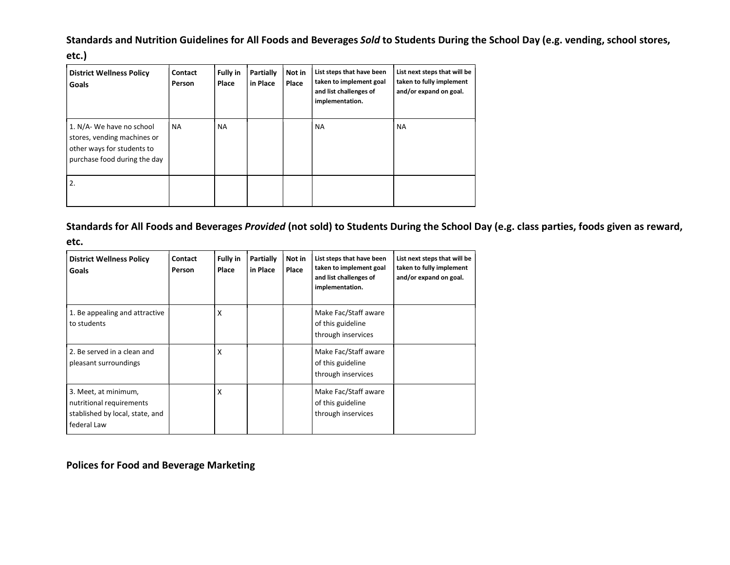## Standards and Nutrition Guidelines for All Foods and Beverages *Sold* to Students During the School Day (e.g. vending, school stores, etc.)

| District Wellness Policy Goals | Contact Person | Fully in Place | Partially in Place | Not in Place | List steps that have been taken to implement goal and list challenges of implementation. | List next steps that will be taken to fully implement and/or expand on goal. |
|---|---|---|---|---|---|---|
| 1. N/A- We have no school stores, vending machines or other ways for students to purchase food during the day | NA | NA | | | NA | NA |
| 2. | | | | | | |

## Standards for All Foods and Beverages *Provided* (not sold) to Students During the School Day (e.g. class parties, foods given as reward, etc.

| District Wellness Policy Goals | Contact Person | Fully in Place | Partially in Place | Not in Place | List steps that have been taken to implement goal and list challenges of implementation. | List next steps that will be taken to fully implement and/or expand on goal. |
|---|---|---|---|---|---|---|
| 1. Be appealing and attractive to students | | X | | | Make Fac/Staff aware of this guideline through inservices | |
| 2. Be served in a clean and pleasant surroundings | | X | | | Make Fac/Staff aware of this guideline through inservices | |
| 3. Meet, at minimum, nutritional requirements stablished by local, state, and federal Law | | X | | | Make Fac/Staff aware of this guideline through inservices | |

## Polices for Food and Beverage Marketing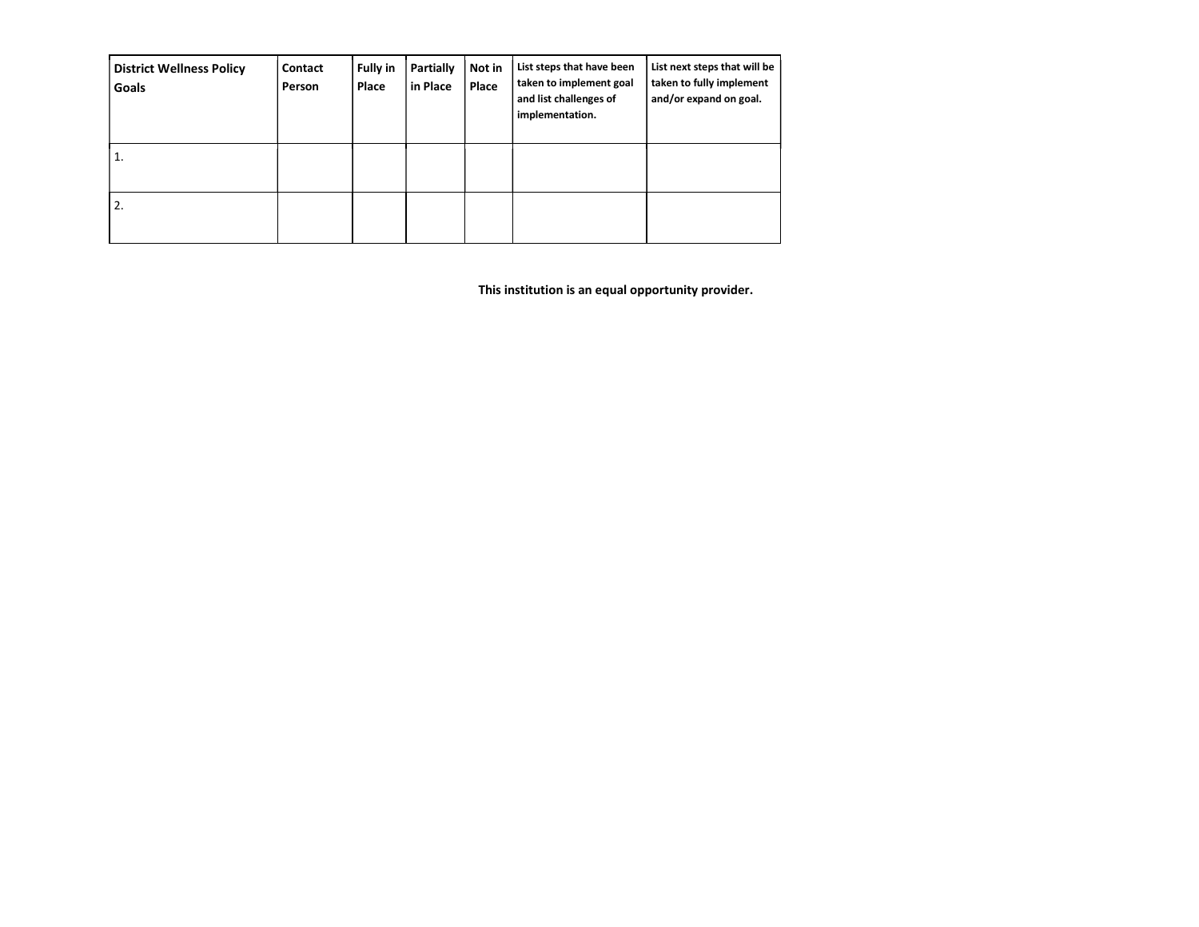| District Wellness Policy Goals | Contact Person | Fully in Place | Partially in Place | Not in Place | List steps that have been taken to implement goal and list challenges of implementation. | List next steps that will be taken to fully implement and/or expand on goal. |
|---|---|---|---|---|---|---|
| 1. | | | | | | |
| 2. | | | | | | |

**This institution is an equal opportunity provider.**